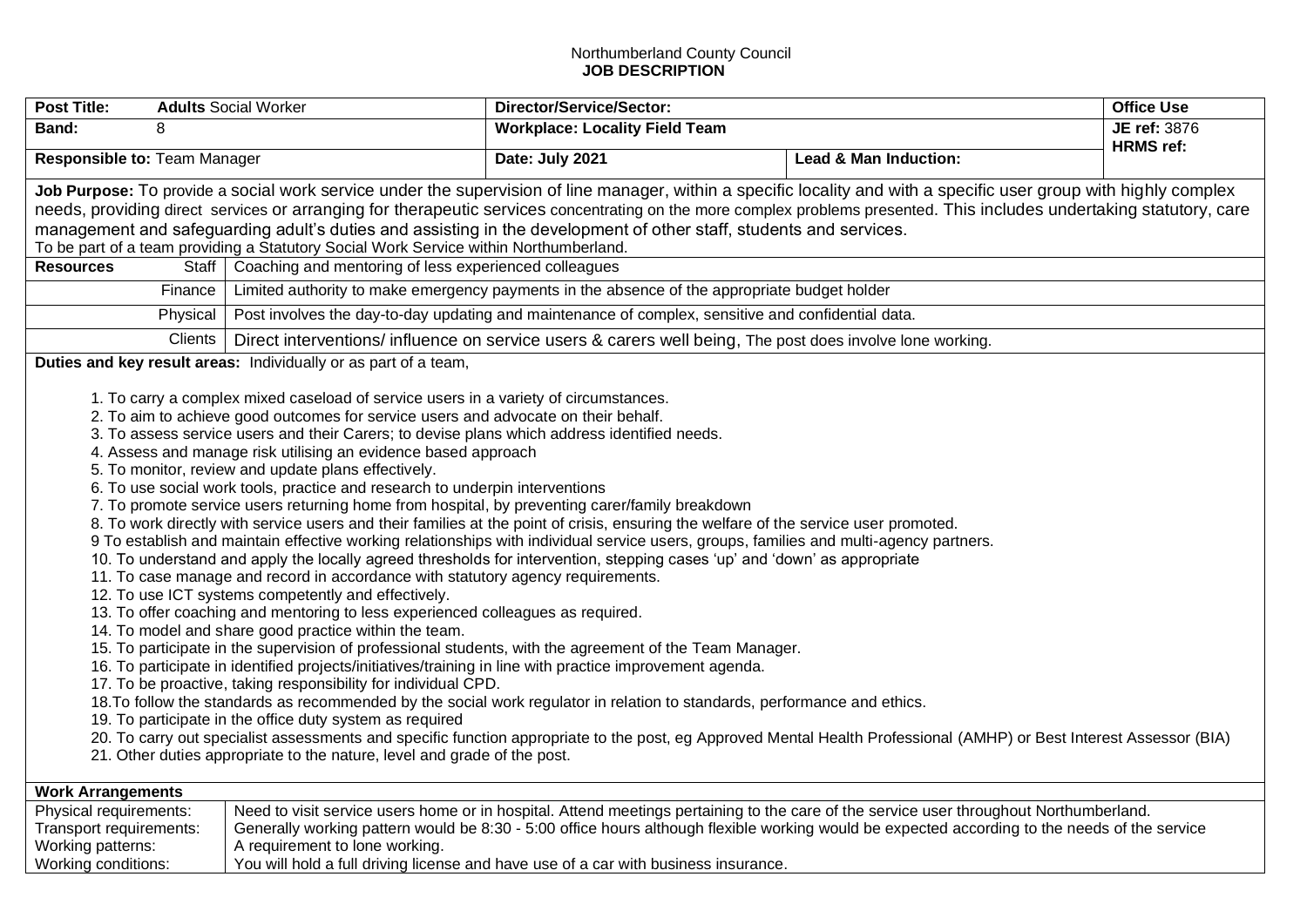Northumberland County Council
**JOB DESCRIPTION**

| **Post Title:** **Adults** Social Worker | **Director/Service/Sector:** | | **Office Use** |
|---|---|---|---|
| **Band:** 8 | **Workplace: Locality Field Team** | | **JE ref:** 3876 **HRMS ref:** |
| **Responsible to:** Team Manager | **Date: July 2021** | **Lead & Man Induction:** | |

**Job Purpose:** To provide a social work service under the supervision of line manager, within a specific locality and with a specific user group with highly complex needs, providing direct services or arranging for therapeutic services concentrating on the more complex problems presented. This includes undertaking statutory, care management and safeguarding adult's duties and assisting in the development of other staff, students and services.
To be part of a team providing a Statutory Social Work Service within Northumberland.

| **Resources** | |
|---|---|
| Staff | Coaching and mentoring of less experienced colleagues |
| Finance | Limited authority to make emergency payments in the absence of the appropriate budget holder |
| Physical | Post involves the day-to-day updating and maintenance of complex, sensitive and confidential data. |
| Clients | Direct interventions/ influence on service users & carers well being, The post does involve lone working. |

**Duties and key result areas:** Individually or as part of a team,

1. To carry a complex mixed caseload of service users in a variety of circumstances.
2. To aim to achieve good outcomes for service users and advocate on their behalf.
3. To assess service users and their Carers; to devise plans which address identified needs.
4. Assess and manage risk utilising an evidence based approach
5. To monitor, review and update plans effectively.
6. To use social work tools, practice and research to underpin interventions
7. To promote service users returning home from hospital, by preventing carer/family breakdown
8. To work directly with service users and their families at the point of crisis, ensuring the welfare of the service user promoted.
9 To establish and maintain effective working relationships with individual service users, groups, families and multi-agency partners.
10. To understand and apply the locally agreed thresholds for intervention, stepping cases 'up' and 'down' as appropriate
11. To case manage and record in accordance with statutory agency requirements.
12. To use ICT systems competently and effectively.
13. To offer coaching and mentoring to less experienced colleagues as required.
14. To model and share good practice within the team.
15. To participate in the supervision of professional students, with the agreement of the Team Manager.
16. To participate in identified projects/initiatives/training in line with practice improvement agenda.
17. To be proactive, taking responsibility for individual CPD.
18.To follow the standards as recommended by the social work regulator in relation to standards, performance and ethics.
19. To participate in the office duty system as required
20. To carry out specialist assessments and specific function appropriate to the post, eg Approved Mental Health Professional (AMHP) or Best Interest Assessor (BIA)
21. Other duties appropriate to the nature, level and grade of the post.

| **Work Arrangements** | |
|---|---|
| Physical requirements: | Need to visit service users home or in hospital. Attend meetings pertaining to the care of the service user throughout Northumberland. |
| Transport requirements: | Generally working pattern would be 8:30 - 5:00 office hours although flexible working would be expected according to the needs of the service |
| Working patterns: | A requirement to lone working. |
| Working conditions: | You will hold a full driving license and have use of a car with business insurance. |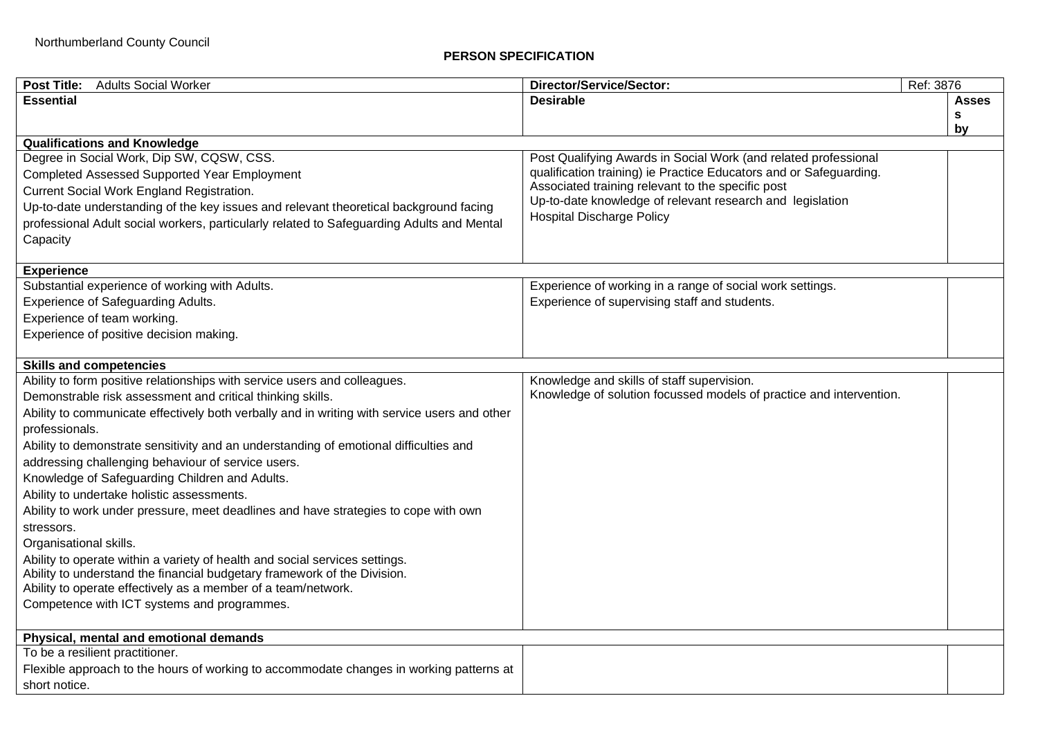Northumberland County Council

**PERSON SPECIFICATION**

| **Post Title:** Adults Social Worker | **Director/Service/Sector:** | Ref: 3876 |
|---|---|---|
| **Essential** | **Desirable** | **Assess by** |
| **Qualifications and Knowledge** | | |
| Degree in Social Work, Dip SW, CQSW, CSS.<br>Completed Assessed Supported Year Employment<br>Current Social Work England Registration.<br>Up-to-date understanding of the key issues and relevant theoretical background facing professional Adult social workers, particularly related to Safeguarding Adults and Mental Capacity | Post Qualifying Awards in Social Work (and related professional qualification training) ie Practice Educators and or Safeguarding.<br>Associated training relevant to the specific post<br>Up-to-date knowledge of relevant research and legislation<br>Hospital Discharge Policy | |
| **Experience** | | |
| Substantial experience of working with Adults.<br>Experience of Safeguarding Adults.<br>Experience of team working.<br>Experience of positive decision making. | Experience of working in a range of social work settings.<br>Experience of supervising staff and students. | |
| **Skills and competencies** | | |
| Ability to form positive relationships with service users and colleagues.<br>Demonstrable risk assessment and critical thinking skills.<br>Ability to communicate effectively both verbally and in writing with service users and other professionals.<br>Ability to demonstrate sensitivity and an understanding of emotional difficulties and addressing challenging behaviour of service users.<br>Knowledge of Safeguarding Children and Adults.<br>Ability to undertake holistic assessments.<br>Ability to work under pressure, meet deadlines and have strategies to cope with own stressors.<br>Organisational skills.<br>Ability to operate within a variety of health and social services settings.<br>Ability to understand the financial budgetary framework of the Division.<br>Ability to operate effectively as a member of a team/network.<br>Competence with ICT systems and programmes. | Knowledge and skills of staff supervision.<br>Knowledge of solution focussed models of practice and intervention. | |
| **Physical, mental and emotional demands** | | |
| To be a resilient practitioner.<br>Flexible approach to the hours of working to accommodate changes in working patterns at short notice. | | |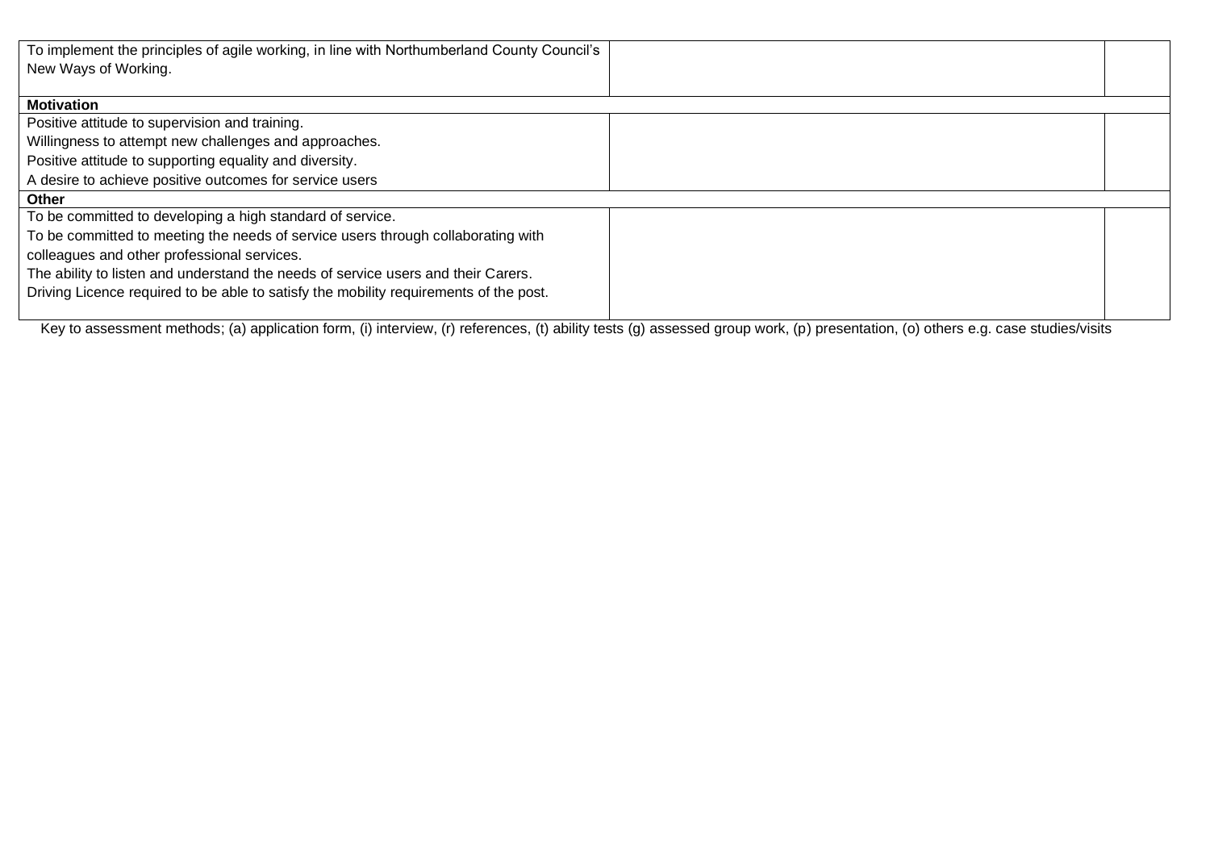| | | |
|---|---|---|
| To implement the principles of agile working, in line with Northumberland County Council's New Ways of Working. | | |
| **Motivation** | | |
| Positive attitude to supervision and training.<br>Willingness to attempt new challenges and approaches.<br>Positive attitude to supporting equality and diversity.<br>A desire to achieve positive outcomes for service users | | |
| **Other** | | |
| To be committed to developing a high standard of service.<br>To be committed to meeting the needs of service users through collaborating with colleagues and other professional services.<br>The ability to listen and understand the needs of service users and their Carers.<br>Driving Licence required to be able to satisfy the mobility requirements of the post. | | |

Key to assessment methods; (a) application form, (i) interview, (r) references, (t) ability tests (g) assessed group work, (p) presentation, (o) others e.g. case studies/visits